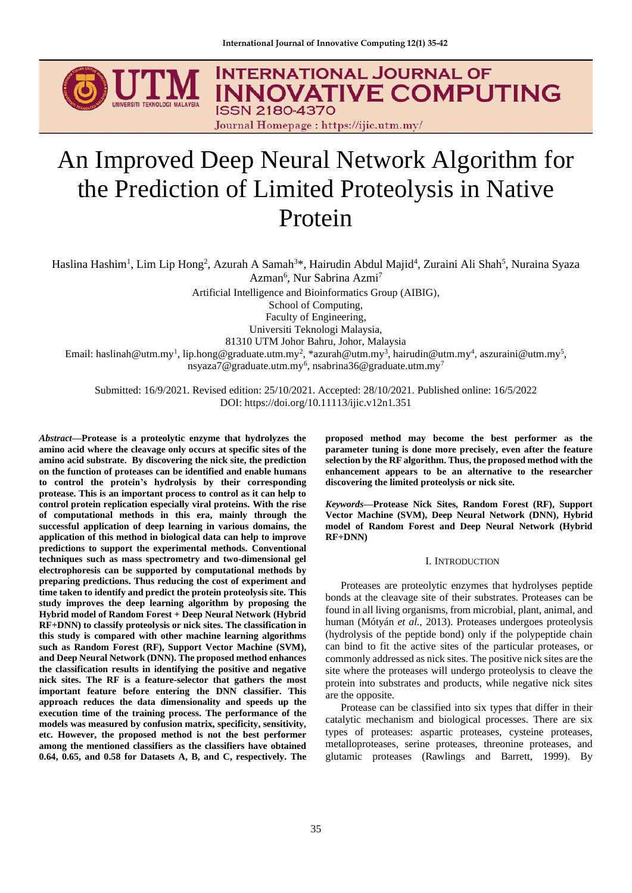# An Improved Deep Neural Network Algorithm for the Prediction of Limited Proteolysis in Native Protein

Haslina Hashim[1], Lim Lip Hong[2], Azurah A Samah[3]*, Hairudin Abdul Majid[4], Zuraini Ali Shah[5], Nuraina Syaza Azman[6], Nur Sabrina Azmi[7]

Artificial Intelligence and Bioinformatics Group (AIBIG),
School of Computing,
Faculty of Engineering,
Universiti Teknologi Malaysia,
81310 UTM Johor Bahru, Johor, Malaysia

Email: haslinah@utm.my[1], lip.hong@graduate.utm.my[2], *azurah@utm.my[3], hairudin@utm.my[4], aszuraini@utm.my[5], nsyaza7@graduate.utm.my[6], nsabrina36@graduate.utm.my[7]

Submitted: 16/9/2021. Revised edition: 25/10/2021. Accepted: 28/10/2021. Published online: 16/5/2022
DOI: https://doi.org/10.11113/ijic.v12n1.351

***Abstract*—Protease is a proteolytic enzyme that hydrolyzes the amino acid where the cleavage only occurs at specific sites of the amino acid substrate. By discovering the nick site, the prediction on the function of proteases can be identified and enable humans to control the protein's hydrolysis by their corresponding protease. This is an important process to control as it can help to control protein replication especially viral proteins. With the rise of computational methods in this era, mainly through the successful application of deep learning in various domains, the application of this method in biological data can help to improve predictions to support the experimental methods. Conventional techniques such as mass spectrometry and two-dimensional gel electrophoresis can be supported by computational methods by preparing predictions. Thus reducing the cost of experiment and time taken to identify and predict the protein proteolysis site. This study improves the deep learning algorithm by proposing the Hybrid model of Random Forest + Deep Neural Network (Hybrid RF+DNN) to classify proteolysis or nick sites. The classification in this study is compared with other machine learning algorithms such as Random Forest (RF), Support Vector Machine (SVM), and Deep Neural Network (DNN). The proposed method enhances the classification results in identifying the positive and negative nick sites. The RF is a feature-selector that gathers the most important feature before entering the DNN classifier. This approach reduces the data dimensionality and speeds up the execution time of the training process. The performance of the models was measured by confusion matrix, specificity, sensitivity, etc. However, the proposed method is not the best performer among the mentioned classifiers as the classifiers have obtained 0.64, 0.65, and 0.58 for Datasets A, B, and C, respectively. The proposed method may become the best performer as the parameter tuning is done more precisely, even after the feature selection by the RF algorithm. Thus, the proposed method with the enhancement appears to be an alternative to the researcher discovering the limited proteolysis or nick site.**

***Keywords*—Protease Nick Sites, Random Forest (RF), Support Vector Machine (SVM), Deep Neural Network (DNN), Hybrid model of Random Forest and Deep Neural Network (Hybrid RF+DNN)**

## I. Introduction

Proteases are proteolytic enzymes that hydrolyses peptide bonds at the cleavage site of their substrates. Proteases can be found in all living organisms, from microbial, plant, animal, and human (Mótyán *et al.,* 2013). Proteases undergoes proteolysis (hydrolysis of the peptide bond) only if the polypeptide chain can bind to fit the active sites of the particular proteases, or commonly addressed as nick sites. The positive nick sites are the site where the proteases will undergo proteolysis to cleave the protein into substrates and products, while negative nick sites are the opposite.

Protease can be classified into six types that differ in their catalytic mechanism and biological processes. There are six types of proteases: aspartic proteases, cysteine proteases, metalloproteases, serine proteases, threonine proteases, and glutamic proteases (Rawlings and Barrett, 1999). By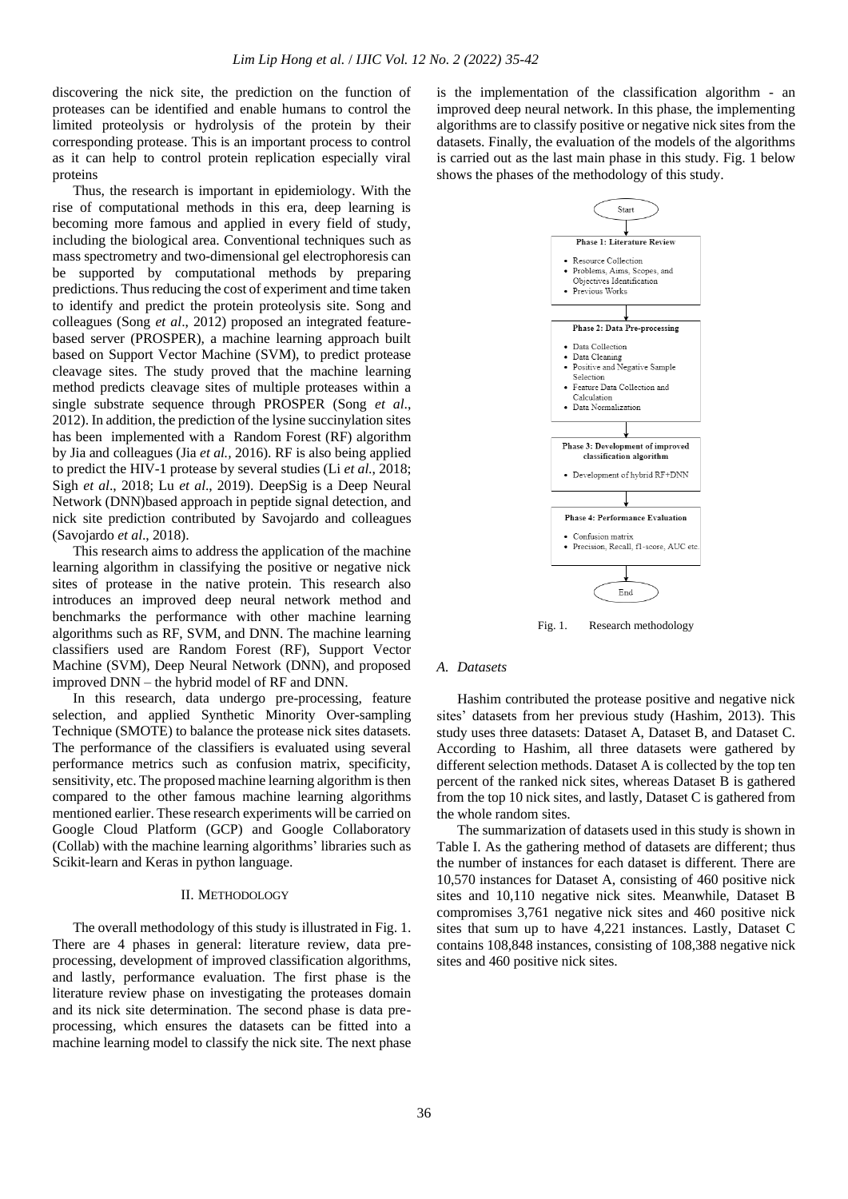discovering the nick site, the prediction on the function of proteases can be identified and enable humans to control the limited proteolysis or hydrolysis of the protein by their corresponding protease. This is an important process to control as it can help to control protein replication especially viral proteins

Thus, the research is important in epidemiology. With the rise of computational methods in this era, deep learning is becoming more famous and applied in every field of study, including the biological area. Conventional techniques such as mass spectrometry and two-dimensional gel electrophoresis can be supported by computational methods by preparing predictions. Thus reducing the cost of experiment and time taken to identify and predict the protein proteolysis site. Song and colleagues (Song *et al*., 2012) proposed an integrated feature-based server (PROSPER), a machine learning approach built based on Support Vector Machine (SVM), to predict protease cleavage sites. The study proved that the machine learning method predicts cleavage sites of multiple proteases within a single substrate sequence through PROSPER (Song *et al*., 2012). In addition, the prediction of the lysine succinylation sites has been implemented with a Random Forest (RF) algorithm by Jia and colleagues (Jia *et al.,* 2016). RF is also being applied to predict the HIV-1 protease by several studies (Li *et al.,* 2018; Sigh *et al*., 2018; Lu *et al*., 2019). DeepSig is a Deep Neural Network (DNN)based approach in peptide signal detection, and nick site prediction contributed by Savojardo and colleagues (Savojardo *et al*., 2018).

This research aims to address the application of the machine learning algorithm in classifying the positive or negative nick sites of protease in the native protein. This research also introduces an improved deep neural network method and benchmarks the performance with other machine learning algorithms such as RF, SVM, and DNN. The machine learning classifiers used are Random Forest (RF), Support Vector Machine (SVM), Deep Neural Network (DNN), and proposed improved DNN – the hybrid model of RF and DNN.

In this research, data undergo pre-processing, feature selection, and applied Synthetic Minority Over-sampling Technique (SMOTE) to balance the protease nick sites datasets. The performance of the classifiers is evaluated using several performance metrics such as confusion matrix, specificity, sensitivity, etc. The proposed machine learning algorithm is then compared to the other famous machine learning algorithms mentioned earlier. These research experiments will be carried on Google Cloud Platform (GCP) and Google Collaboratory (Collab) with the machine learning algorithms' libraries such as Scikit-learn and Keras in python language.

## II. Methodology

The overall methodology of this study is illustrated in Fig. 1. There are 4 phases in general: literature review, data pre-processing, development of improved classification algorithms, and lastly, performance evaluation. The first phase is the literature review phase on investigating the proteases domain and its nick site determination. The second phase is data pre-processing, which ensures the datasets can be fitted into a machine learning model to classify the nick site. The next phase is the implementation of the classification algorithm - an improved deep neural network. In this phase, the implementing algorithms are to classify positive or negative nick sites from the datasets. Finally, the evaluation of the models of the algorithms is carried out as the last main phase in this study. Fig. 1 below shows the phases of the methodology of this study.

Start

**Phase 1: Literature Review**

- Resource Collection
- Problems, Aims, Scopes, and Objectives Identification
- Previous Works

**Phase 2: Data Pre-processing**

- Data Collection
- Data Cleaning
- Positive and Negative Sample Selection
- Feature Data Collection and Calculation
- Data Normalization

**Phase 3: Development of improved classification algorithm**

- Development of hybrid RF+DNN

**Phase 4: Performance Evaluation**

- Confusion matrix
- Precision, Recall, f1-score, AUC etc.

End

Fig. 1. Research methodology

### A. Datasets

Hashim contributed the protease positive and negative nick sites' datasets from her previous study (Hashim, 2013). This study uses three datasets: Dataset A, Dataset B, and Dataset C. According to Hashim, all three datasets were gathered by different selection methods. Dataset A is collected by the top ten percent of the ranked nick sites, whereas Dataset B is gathered from the top 10 nick sites, and lastly, Dataset C is gathered from the whole random sites.

The summarization of datasets used in this study is shown in Table I. As the gathering method of datasets are different; thus the number of instances for each dataset is different. There are 10,570 instances for Dataset A, consisting of 460 positive nick sites and 10,110 negative nick sites. Meanwhile, Dataset B compromises 3,761 negative nick sites and 460 positive nick sites that sum up to have 4,221 instances. Lastly, Dataset C contains 108,848 instances, consisting of 108,388 negative nick sites and 460 positive nick sites.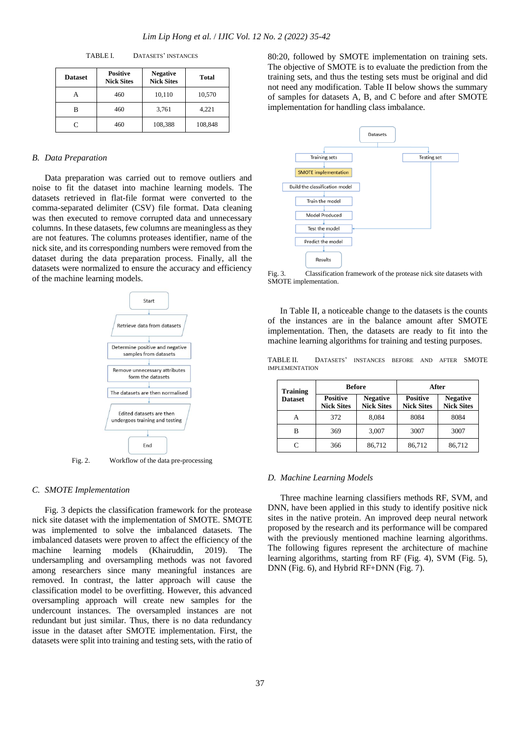TABLE I. DATASETS' INSTANCES

| Dataset | Positive Nick Sites | Negative Nick Sites | Total |
|---|---|---|---|
| A | 460 | 10,110 | 10,570 |
| B | 460 | 3,761 | 4,221 |
| C | 460 | 108,388 | 108,848 |

### B. Data Preparation

Data preparation was carried out to remove outliers and noise to fit the dataset into machine learning models. The datasets retrieved in flat-file format were converted to the comma-separated delimiter (CSV) file format. Data cleaning was then executed to remove corrupted data and unnecessary columns. In these datasets, few columns are meaningless as they are not features. The columns proteases identifier, name of the nick site, and its corresponding numbers were removed from the dataset during the data preparation process. Finally, all the datasets were normalized to ensure the accuracy and efficiency of the machine learning models.

Fig. 2. Workflow of the data pre-processing

### C. SMOTE Implementation

Fig. 3 depicts the classification framework for the protease nick site dataset with the implementation of SMOTE. SMOTE was implemented to solve the imbalanced datasets. The imbalanced datasets were proven to affect the efficiency of the machine learning models (Khairuddin, 2019). The undersampling and oversampling methods was not favored among researchers since many meaningful instances are removed. In contrast, the latter approach will cause the classification model to be overfitting. However, this advanced oversampling approach will create new samples for the undercount instances. The oversampled instances are not redundant but just similar. Thus, there is no data redundancy issue in the dataset after SMOTE implementation. First, the datasets were split into training and testing sets, with the ratio of 80:20, followed by SMOTE implementation on training sets. The objective of SMOTE is to evaluate the prediction from the training sets, and thus the testing sets must be original and did not need any modification. Table II below shows the summary of samples for datasets A, B, and C before and after SMOTE implementation for handling class imbalance.

Fig. 3. Classification framework of the protease nick site datasets with SMOTE implementation.

In Table II, a noticeable change to the datasets is the counts of the instances are in the balance amount after SMOTE implementation. Then, the datasets are ready to fit into the machine learning algorithms for training and testing purposes.

TABLE II. DATASETS' INSTANCES BEFORE AND AFTER SMOTE IMPLEMENTATION

| Training Dataset | Before | | After | |
|---|---|---|---|---|
| | Positive Nick Sites | Negative Nick Sites | Positive Nick Sites | Negative Nick Sites |
| A | 372 | 8,084 | 8084 | 8084 |
| B | 369 | 3,007 | 3007 | 3007 |
| C | 366 | 86,712 | 86,712 | 86,712 |

### D. Machine Learning Models

Three machine learning classifiers methods RF, SVM, and DNN, have been applied in this study to identify positive nick sites in the native protein. An improved deep neural network proposed by the research and its performance will be compared with the previously mentioned machine learning algorithms. The following figures represent the architecture of machine learning algorithms, starting from RF (Fig. 4), SVM (Fig. 5), DNN (Fig. 6), and Hybrid RF+DNN (Fig. 7).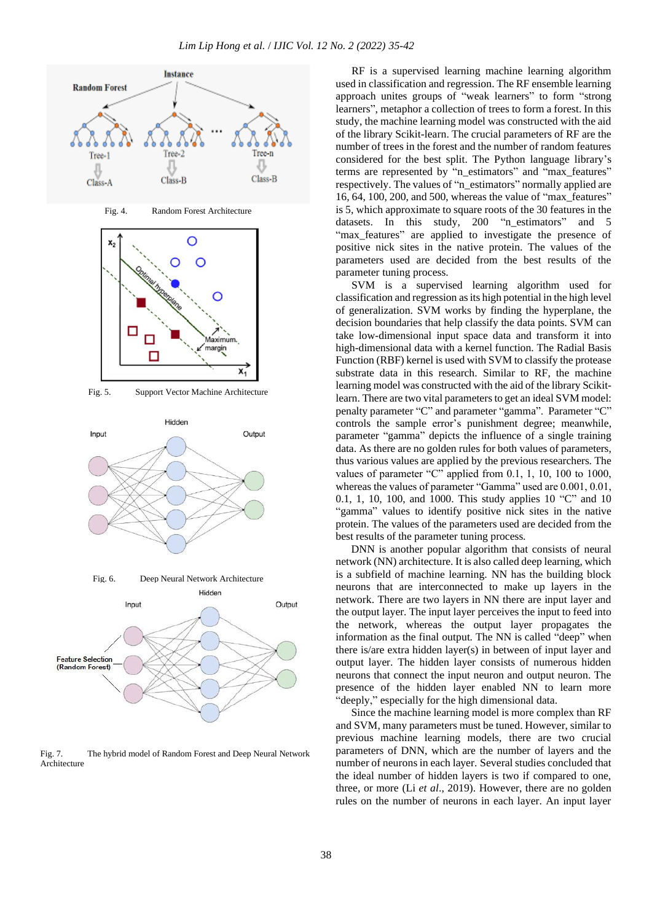Fig. 4. Random Forest Architecture

Fig. 5. Support Vector Machine Architecture

Fig. 6. Deep Neural Network Architecture

Fig. 7. The hybrid model of Random Forest and Deep Neural Network Architecture

RF is a supervised learning machine learning algorithm used in classification and regression. The RF ensemble learning approach unites groups of "weak learners" to form "strong learners", metaphor a collection of trees to form a forest. In this study, the machine learning model was constructed with the aid of the library Scikit-learn. The crucial parameters of RF are the number of trees in the forest and the number of random features considered for the best split. The Python language library's terms are represented by "n_estimators" and "max_features" respectively. The values of "n_estimators" normally applied are 16, 64, 100, 200, and 500, whereas the value of "max_features" is 5, which approximate to square roots of the 30 features in the datasets. In this study, 200 "n_estimators" and 5 "max_features" are applied to investigate the presence of positive nick sites in the native protein. The values of the parameters used are decided from the best results of the parameter tuning process.

SVM is a supervised learning algorithm used for classification and regression as its high potential in the high level of generalization. SVM works by finding the hyperplane, the decision boundaries that help classify the data points. SVM can take low-dimensional input space data and transform it into high-dimensional data with a kernel function. The Radial Basis Function (RBF) kernel is used with SVM to classify the protease substrate data in this research. Similar to RF, the machine learning model was constructed with the aid of the library Scikit-learn. There are two vital parameters to get an ideal SVM model: penalty parameter "C" and parameter "gamma". Parameter "C" controls the sample error's punishment degree; meanwhile, parameter "gamma" depicts the influence of a single training data. As there are no golden rules for both values of parameters, thus various values are applied by the previous researchers. The values of parameter "C" applied from 0.1, 1, 10, 100 to 1000, whereas the values of parameter "Gamma" used are 0.001, 0.01, 0.1, 1, 10, 100, and 1000. This study applies 10 "C" and 10 "gamma" values to identify positive nick sites in the native protein. The values of the parameters used are decided from the best results of the parameter tuning process.

DNN is another popular algorithm that consists of neural network (NN) architecture. It is also called deep learning, which is a subfield of machine learning. NN has the building block neurons that are interconnected to make up layers in the network. There are two layers in NN there are input layer and the output layer. The input layer perceives the input to feed into the network, whereas the output layer propagates the information as the final output. The NN is called "deep" when there is/are extra hidden layer(s) in between of input layer and output layer. The hidden layer consists of numerous hidden neurons that connect the input neuron and output neuron. The presence of the hidden layer enabled NN to learn more "deeply," especially for the high dimensional data.

Since the machine learning model is more complex than RF and SVM, many parameters must be tuned. However, similar to previous machine learning models, there are two crucial parameters of DNN, which are the number of layers and the number of neurons in each layer. Several studies concluded that the ideal number of hidden layers is two if compared to one, three, or more (Li *et al*., 2019). However, there are no golden rules on the number of neurons in each layer. An input layer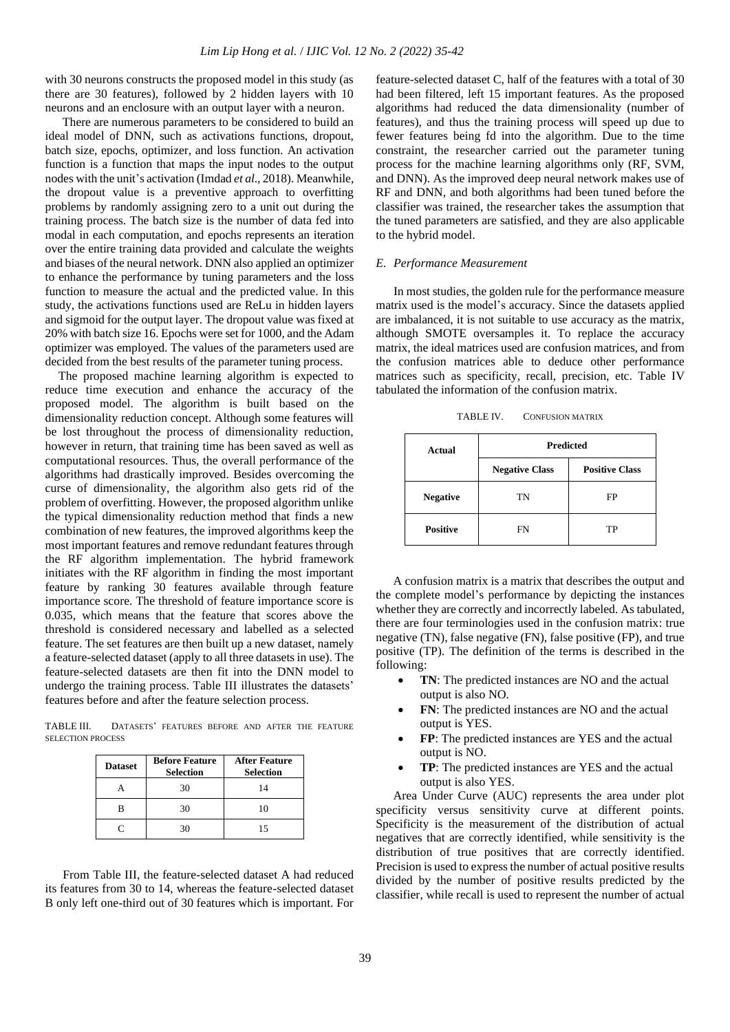with 30 neurons constructs the proposed model in this study (as there are 30 features), followed by 2 hidden layers with 10 neurons and an enclosure with an output layer with a neuron.

There are numerous parameters to be considered to build an ideal model of DNN, such as activations functions, dropout, batch size, epochs, optimizer, and loss function. An activation function is a function that maps the input nodes to the output nodes with the unit's activation (Imdad *et al*., 2018). Meanwhile, the dropout value is a preventive approach to overfitting problems by randomly assigning zero to a unit out during the training process. The batch size is the number of data fed into modal in each computation, and epochs represents an iteration over the entire training data provided and calculate the weights and biases of the neural network. DNN also applied an optimizer to enhance the performance by tuning parameters and the loss function to measure the actual and the predicted value. In this study, the activations functions used are ReLu in hidden layers and sigmoid for the output layer. The dropout value was fixed at 20% with batch size 16. Epochs were set for 1000, and the Adam optimizer was employed. The values of the parameters used are decided from the best results of the parameter tuning process.

The proposed machine learning algorithm is expected to reduce time execution and enhance the accuracy of the proposed model. The algorithm is built based on the dimensionality reduction concept. Although some features will be lost throughout the process of dimensionality reduction, however in return, that training time has been saved as well as computational resources. Thus, the overall performance of the algorithms had drastically improved. Besides overcoming the curse of dimensionality, the algorithm also gets rid of the problem of overfitting. However, the proposed algorithm unlike the typical dimensionality reduction method that finds a new combination of new features, the improved algorithms keep the most important features and remove redundant features through the RF algorithm implementation. The hybrid framework initiates with the RF algorithm in finding the most important feature by ranking 30 features available through feature importance score. The threshold of feature importance score is 0.035, which means that the feature that scores above the threshold is considered necessary and labelled as a selected feature. The set features are then built up a new dataset, namely a feature-selected dataset (apply to all three datasets in use). The feature-selected datasets are then fit into the DNN model to undergo the training process. Table III illustrates the datasets' features before and after the feature selection process.

TABLE III. DATASETS' FEATURES BEFORE AND AFTER THE FEATURE SELECTION PROCESS

| Dataset | Before Feature Selection | After Feature Selection |
|---|---|---|
| A | 30 | 14 |
| B | 30 | 10 |
| C | 30 | 15 |

From Table III, the feature-selected dataset A had reduced its features from 30 to 14, whereas the feature-selected dataset B only left one-third out of 30 features which is important. For feature-selected dataset C, half of the features with a total of 30 had been filtered, left 15 important features. As the proposed algorithms had reduced the data dimensionality (number of features), and thus the training process will speed up due to fewer features being fd into the algorithm. Due to the time constraint, the researcher carried out the parameter tuning process for the machine learning algorithms only (RF, SVM, and DNN). As the improved deep neural network makes use of RF and DNN, and both algorithms had been tuned before the classifier was trained, the researcher takes the assumption that the tuned parameters are satisfied, and they are also applicable to the hybrid model.

### *E. Performance Measurement*

In most studies, the golden rule for the performance measure matrix used is the model's accuracy. Since the datasets applied are imbalanced, it is not suitable to use accuracy as the matrix, although SMOTE oversamples it. To replace the accuracy matrix, the ideal matrices used are confusion matrices, and from the confusion matrices able to deduce other performance matrices such as specificity, recall, precision, etc. Table IV tabulated the information of the confusion matrix.

TABLE IV. CONFUSION MATRIX

| Actual | Predicted | |
|---|---|---|
| | Negative Class | Positive Class |
| Negative | TN | FP |
| Positive | FN | TP |

A confusion matrix is a matrix that describes the output and the complete model's performance by depicting the instances whether they are correctly and incorrectly labeled. As tabulated, there are four terminologies used in the confusion matrix: true negative (TN), false negative (FN), false positive (FP), and true positive (TP). The definition of the terms is described in the following:

- **TN**: The predicted instances are NO and the actual output is also NO.
- **FN**: The predicted instances are NO and the actual output is YES.
- **FP**: The predicted instances are YES and the actual output is NO.
- **TP**: The predicted instances are YES and the actual output is also YES.

Area Under Curve (AUC) represents the area under plot specificity versus sensitivity curve at different points. Specificity is the measurement of the distribution of actual negatives that are correctly identified, while sensitivity is the distribution of true positives that are correctly identified. Precision is used to express the number of actual positive results divided by the number of positive results predicted by the classifier, while recall is used to represent the number of actual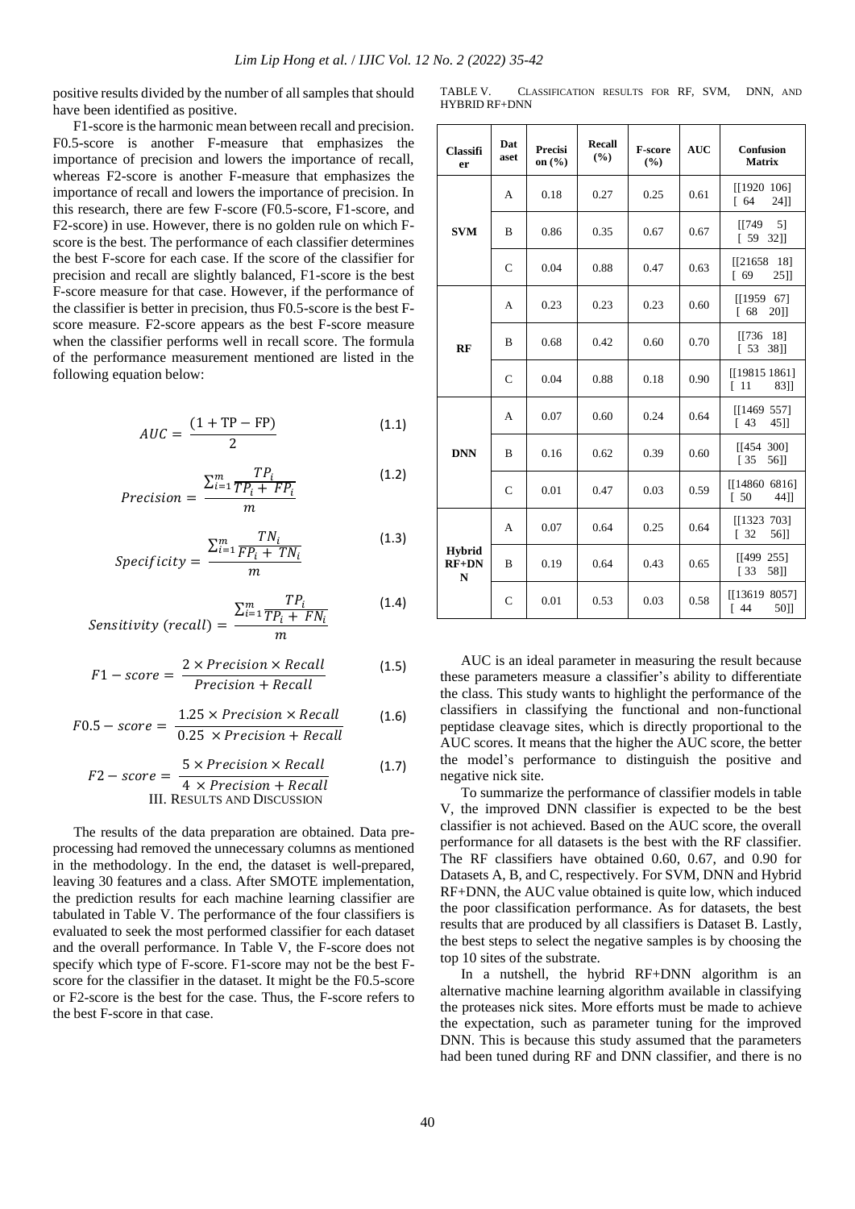positive results divided by the number of all samples that should have been identified as positive.

F1-score is the harmonic mean between recall and precision. F0.5-score is another F-measure that emphasizes the importance of precision and lowers the importance of recall, whereas F2-score is another F-measure that emphasizes the importance of recall and lowers the importance of precision. In this research, there are few F-score (F0.5-score, F1-score, and F2-score) in use. However, there is no golden rule on which F-score is the best. The performance of each classifier determines the best F-score for each case. If the score of the classifier for precision and recall are slightly balanced, F1-score is the best F-score measure for that case. However, if the performance of the classifier is better in precision, thus F0.5-score is the best F-score measure. F2-score appears as the best F-score measure when the classifier performs well in recall score. The formula of the performance measurement mentioned are listed in the following equation below:

$$AUC = \frac{(1 + TP - FP)}{2} \quad (1.1)$$

$$Precision = \frac{\sum_{i=1}^{m} \frac{TP_i}{TP_i + FP_i}}{m} \quad (1.2)$$

$$Specificity = \frac{\sum_{i=1}^{m} \frac{TN_i}{FP_i + TN_i}}{m} \quad (1.3)$$

$$Sensitivity\ (recall) = \frac{\sum_{i=1}^{m} \frac{TP_i}{TP_i + FN_i}}{m} \quad (1.4)$$

$$F1 - score = \frac{2 \times Precision \times Recall}{Precision + Recall} \quad (1.5)$$

$$F0.5 - score = \frac{1.25 \times Precision \times Recall}{0.25 \times Precision + Recall} \quad (1.6)$$

$$F2 - score = \frac{5 \times Precision \times Recall}{4 \times Precision + Recall} \quad (1.7)$$

## III. Results and Discussion

The results of the data preparation are obtained. Data pre-processing had removed the unnecessary columns as mentioned in the methodology. In the end, the dataset is well-prepared, leaving 30 features and a class. After SMOTE implementation, the prediction results for each machine learning classifier are tabulated in Table V. The performance of the four classifiers is evaluated to seek the most performed classifier for each dataset and the overall performance. In Table V, the F-score does not specify which type of F-score. F1-score may not be the best F-score for the classifier in the dataset. It might be the F0.5-score or F2-score is the best for the case. Thus, the F-score refers to the best F-score in that case.

TABLE V. Classification Results for RF, SVM, DNN, and Hybrid RF+DNN

| Classifier | Dataset | Precision (%) | Recall (%) | F-score (%) | AUC | Confusion Matrix |
|---|---|---|---|---|---|---|
| SVM | A | 0.18 | 0.27 | 0.25 | 0.61 | [[1920 106] [ 64 24]] |
| | B | 0.86 | 0.35 | 0.67 | 0.67 | [[749 5] [ 59 32]] |
| | C | 0.04 | 0.88 | 0.47 | 0.63 | [[21658 18] [ 69 25]] |
| RF | A | 0.23 | 0.23 | 0.23 | 0.60 | [[1959 67] [ 68 20]] |
| | B | 0.68 | 0.42 | 0.60 | 0.70 | [[736 18] [ 53 38]] |
| | C | 0.04 | 0.88 | 0.18 | 0.90 | [[19815 1861] [ 11 83]] |
| DNN | A | 0.07 | 0.60 | 0.24 | 0.64 | [[1469 557] [ 43 45]] |
| | B | 0.16 | 0.62 | 0.39 | 0.60 | [[454 300] [ 35 56]] |
| | C | 0.01 | 0.47 | 0.03 | 0.59 | [[14860 6816] [ 50 44]] |
| Hybrid RF+DNN | A | 0.07 | 0.64 | 0.25 | 0.64 | [[1323 703] [ 32 56]] |
| | B | 0.19 | 0.64 | 0.43 | 0.65 | [[499 255] [ 33 58]] |
| | C | 0.01 | 0.53 | 0.03 | 0.58 | [[13619 8057] [ 44 50]] |

AUC is an ideal parameter in measuring the result because these parameters measure a classifier's ability to differentiate the class. This study wants to highlight the performance of the classifiers in classifying the functional and non-functional peptidase cleavage sites, which is directly proportional to the AUC scores. It means that the higher the AUC score, the better the model's performance to distinguish the positive and negative nick site.

To summarize the performance of classifier models in table V, the improved DNN classifier is expected to be the best classifier is not achieved. Based on the AUC score, the overall performance for all datasets is the best with the RF classifier. The RF classifiers have obtained 0.60, 0.67, and 0.90 for Datasets A, B, and C, respectively. For SVM, DNN and Hybrid RF+DNN, the AUC value obtained is quite low, which induced the poor classification performance. As for datasets, the best results that are produced by all classifiers is Dataset B. Lastly, the best steps to select the negative samples is by choosing the top 10 sites of the substrate.

In a nutshell, the hybrid RF+DNN algorithm is an alternative machine learning algorithm available in classifying the proteases nick sites. More efforts must be made to achieve the expectation, such as parameter tuning for the improved DNN. This is because this study assumed that the parameters had been tuned during RF and DNN classifier, and there is no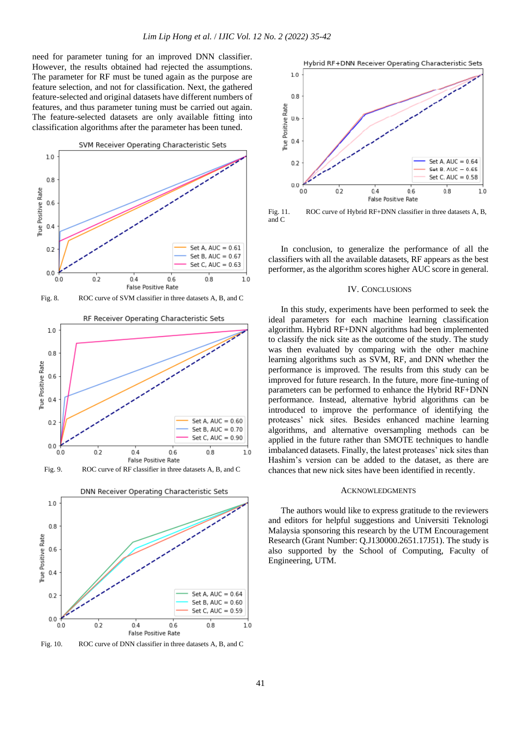need for parameter tuning for an improved DNN classifier. However, the results obtained had rejected the assumptions. The parameter for RF must be tuned again as the purpose are feature selection, and not for classification. Next, the gathered feature-selected and original datasets have different numbers of features, and thus parameter tuning must be carried out again. The feature-selected datasets are only available fitting into classification algorithms after the parameter has been tuned.

Fig. 8. ROC curve of SVM classifier in three datasets A, B, and C

Fig. 9. ROC curve of RF classifier in three datasets A, B, and C

Fig. 10. ROC curve of DNN classifier in three datasets A, B, and C

Fig. 11. ROC curve of Hybrid RF+DNN classifier in three datasets A, B, and C

In conclusion, to generalize the performance of all the classifiers with all the available datasets, RF appears as the best performer, as the algorithm scores higher AUC score in general.

## IV. Conclusions

In this study, experiments have been performed to seek the ideal parameters for each machine learning classification algorithm. Hybrid RF+DNN algorithms had been implemented to classify the nick site as the outcome of the study. The study was then evaluated by comparing with the other machine learning algorithms such as SVM, RF, and DNN whether the performance is improved. The results from this study can be improved for future research. In the future, more fine-tuning of parameters can be performed to enhance the Hybrid RF+DNN performance. Instead, alternative hybrid algorithms can be introduced to improve the performance of identifying the proteases' nick sites. Besides enhanced machine learning algorithms, and alternative oversampling methods can be applied in the future rather than SMOTE techniques to handle imbalanced datasets. Finally, the latest proteases' nick sites than Hashim's version can be added to the dataset, as there are chances that new nick sites have been identified in recently.

## Acknowledgments

The authors would like to express gratitude to the reviewers and editors for helpful suggestions and Universiti Teknologi Malaysia sponsoring this research by the UTM Encouragement Research (Grant Number: Q.J130000.2651.17J51). The study is also supported by the School of Computing, Faculty of Engineering, UTM.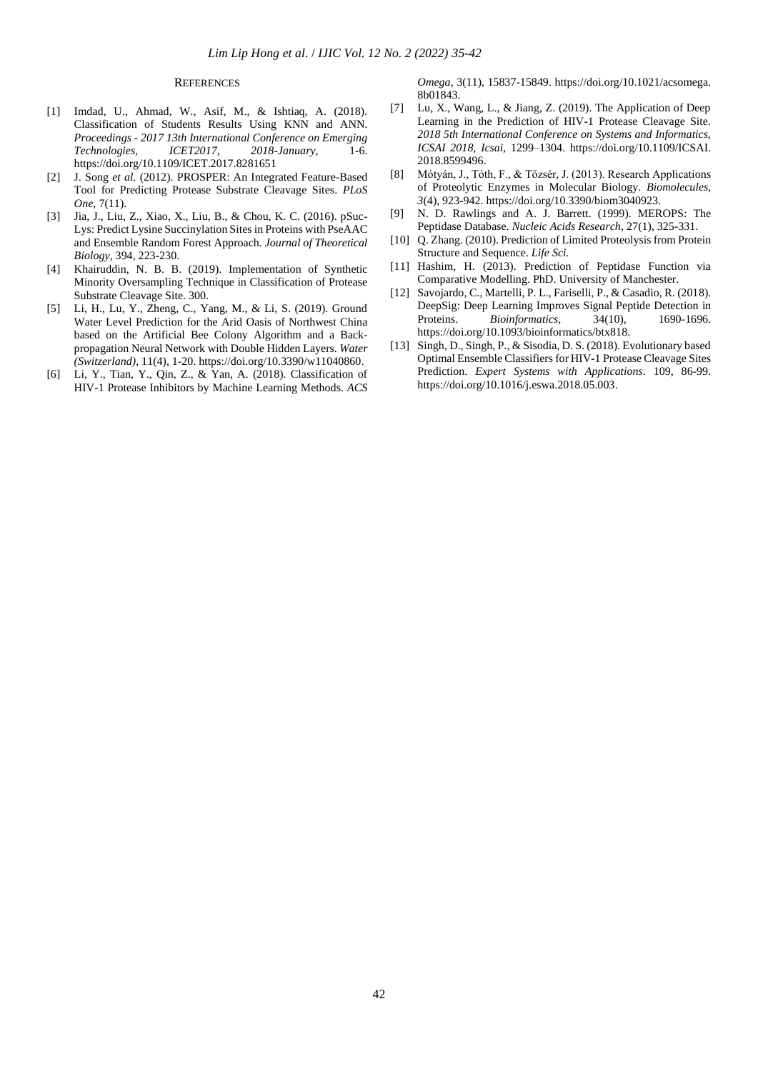## References

[1] Imdad, U., Ahmad, W., Asif, M., & Ishtiaq, A. (2018). Classification of Students Results Using KNN and ANN. *Proceedings - 2017 13th International Conference on Emerging Technologies, ICET2017, 2018-January,* 1-6. https://doi.org/10.1109/ICET.2017.8281651

[2] J. Song *et al.* (2012). PROSPER: An Integrated Feature-Based Tool for Predicting Protease Substrate Cleavage Sites. *PLoS One*, 7(11).

[3] Jia, J., Liu, Z., Xiao, X., Liu, B., & Chou, K. C. (2016). pSuc-Lys: Predict Lysine Succinylation Sites in Proteins with PseAAC and Ensemble Random Forest Approach. *Journal of Theoretical Biology*, 394, 223-230.

[4] Khairuddin, N. B. B. (2019). Implementation of Synthetic Minority Oversampling Technique in Classification of Protease Substrate Cleavage Site. 300.

[5] Li, H., Lu, Y., Zheng, C., Yang, M., & Li, S. (2019). Ground Water Level Prediction for the Arid Oasis of Northwest China based on the Artificial Bee Colony Algorithm and a Back-propagation Neural Network with Double Hidden Layers. *Water (Switzerland)*, 11(4), 1-20. https://doi.org/10.3390/w11040860.

[6] Li, Y., Tian, Y., Qin, Z., & Yan, A. (2018). Classification of HIV-1 Protease Inhibitors by Machine Learning Methods. *ACS Omega*, 3(11), 15837-15849. https://doi.org/10.1021/acsomega.8b01843.

[7] Lu, X., Wang, L., & Jiang, Z. (2019). The Application of Deep Learning in the Prediction of HIV-1 Protease Cleavage Site. *2018 5th International Conference on Systems and Informatics, ICSAI 2018, Icsai*, 1299–1304. https://doi.org/10.1109/ICSAI.2018.8599496.

[8] Mótyán, J., Tóth, F., & Tőzsér, J. (2013). Research Applications of Proteolytic Enzymes in Molecular Biology. *Biomolecules*, *3*(4), 923-942. https://doi.org/10.3390/biom3040923.

[9] N. D. Rawlings and A. J. Barrett. (1999). MEROPS: The Peptidase Database. *Nucleic Acids Research*, 27(1), 325-331.

[10] Q. Zhang. (2010). Prediction of Limited Proteolysis from Protein Structure and Sequence. *Life Sci.*

[11] Hashim, H. (2013). Prediction of Peptidase Function via Comparative Modelling. PhD. University of Manchester.

[12] Savojardo, C., Martelli, P. L., Fariselli, P., & Casadio, R. (2018). DeepSig: Deep Learning Improves Signal Peptide Detection in Proteins. *Bioinformatics*, 34(10), 1690-1696. https://doi.org/10.1093/bioinformatics/btx818.

[13] Singh, D., Singh, P., & Sisodia, D. S. (2018). Evolutionary based Optimal Ensemble Classifiers for HIV-1 Protease Cleavage Sites Prediction. *Expert Systems with Applications*. 109, 86-99. https://doi.org/10.1016/j.eswa.2018.05.003.